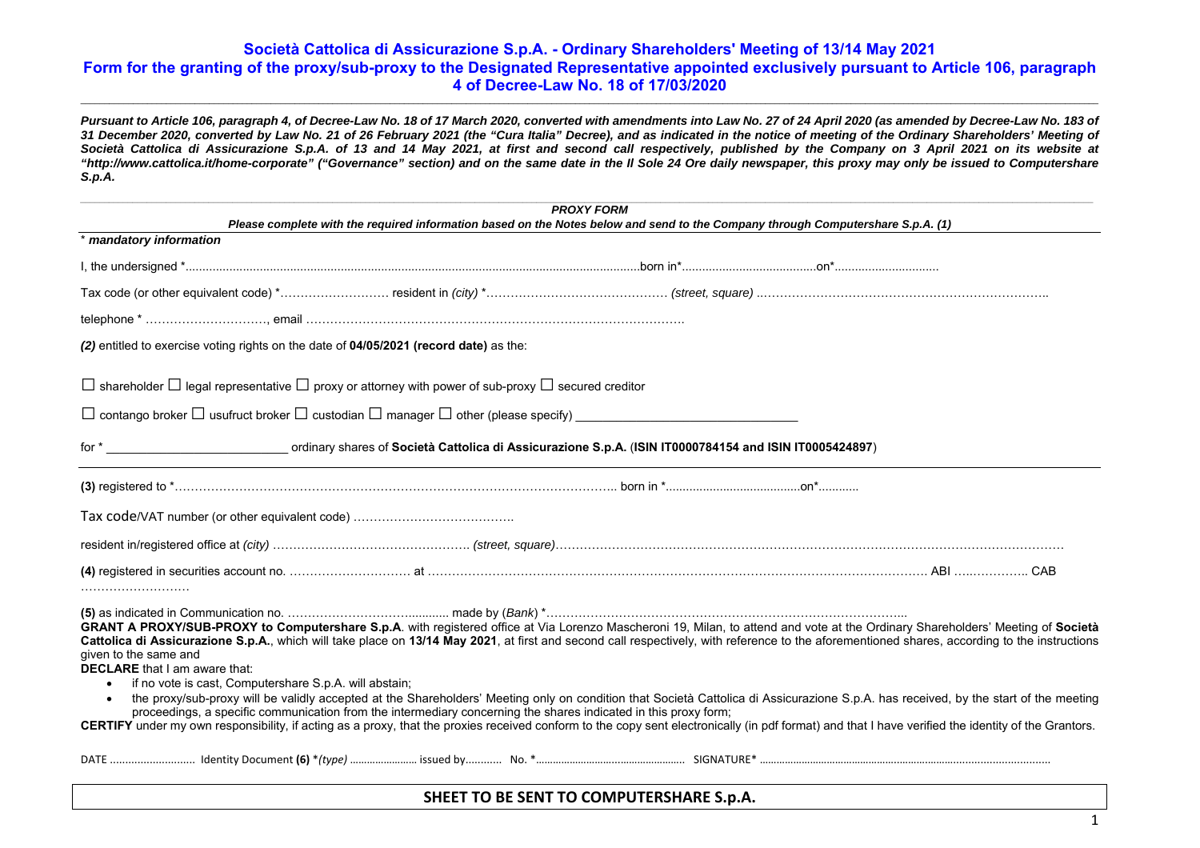# Società Cattolica di Assicurazione S.p.A. - Ordinary Shareholders' Meeting of 13/14 May 2021

## Form for the granting of the proxy/sub-proxy to the Designated Representative appointed exclusively pursuant to Article 106, paragraph 4 of Decree-Law No. 18 of 17/03/2020

***Pursuant to Article 106, paragraph 4, of Decree-Law No. 18 of 17 March 2020, converted with amendments into Law No. 27 of 24 April 2020 (as amended by Decree-Law No. 183 of 31 December 2020, converted by Law No. 21 of 26 February 2021 (the "Cura Italia" Decree), and as indicated in the notice of meeting of the Ordinary Shareholders' Meeting of Società Cattolica di Assicurazione S.p.A. of 13 and 14 May 2021, at first and second call respectively, published by the Company on 3 April 2021 on its website at "http://www.cattolica.it/home-corporate" ("Governance" section) and on the same date in the Il Sole 24 Ore daily newspaper, this proxy may only be issued to Computershare S.p.A.***

***PROXY FORM***

***Please complete with the required information based on the Notes below and send to the Company through Computershare S.p.A. (1)***

\* ***mandatory information***

I, the undersigned \*..........................................................................born in\*.................................on\*...............................

Tax code (or other equivalent code) \*……………………… resident in *(city)* \*……………………………………… *(street, square)* ……………………………………………………………..

telephone \* …………………………, email ………………………………………………………………………………….

***(2)*** entitled to exercise voting rights on the date of **04/05/2021 (record date)** as the:

☐ shareholder ☐ legal representative ☐ proxy or attorney with power of sub-proxy ☐ secured creditor

☐ contango broker ☐ usufruct broker ☐ custodian ☐ manager ☐ other (please specify) ________________________________

for \* __________________________ ordinary shares of **Società Cattolica di Assicurazione S.p.A.** (**ISIN IT0000784154 and ISIN IT0005424897**)

**(3)** registered to \*………………………………………………………………………………………………….. born in \*.......................................on\*............

Tax code/VAT number (or other equivalent code) ………………………………….

resident in/registered office at *(city)* …………………………………………. *(street, square)*…………………………………………………………………………………………………………………

**(4)** registered in securities account no. ………………………… at ………………………………………………………………………………………………………… ABI ……………... CAB ………………………

**(5)** as indicated in Communication no. ……………………………........... made by (*Bank*) \*……………………………………………………………………………..

**GRANT A PROXY/SUB-PROXY to Computershare S.p.A**. with registered office at Via Lorenzo Mascheroni 19, Milan, to attend and vote at the Ordinary Shareholders' Meeting of **Società Cattolica di Assicurazione S.p.A.**, which will take place on **13/14 May 2021**, at first and second call respectively, with reference to the aforementioned shares, according to the instructions given to the same and

**DECLARE** that I am aware that:

- if no vote is cast, Computershare S.p.A. will abstain;
- the proxy/sub-proxy will be validly accepted at the Shareholders' Meeting only on condition that Società Cattolica di Assicurazione S.p.A. has received, by the start of the meeting proceedings, a specific communication from the intermediary concerning the shares indicated in this proxy form;

**CERTIFY** under my own responsibility, if acting as a proxy, that the proxies received conform to the copy sent electronically (in pdf format) and that I have verified the identity of the Grantors.

DATE ……………………… Identity Document **(6)** \**(type)* ………………….. issued by………… No. \*…………………………………………… SIGNATURE\* …………………………………………………………………………………

**SHEET TO BE SENT TO COMPUTERSHARE S.p.A.**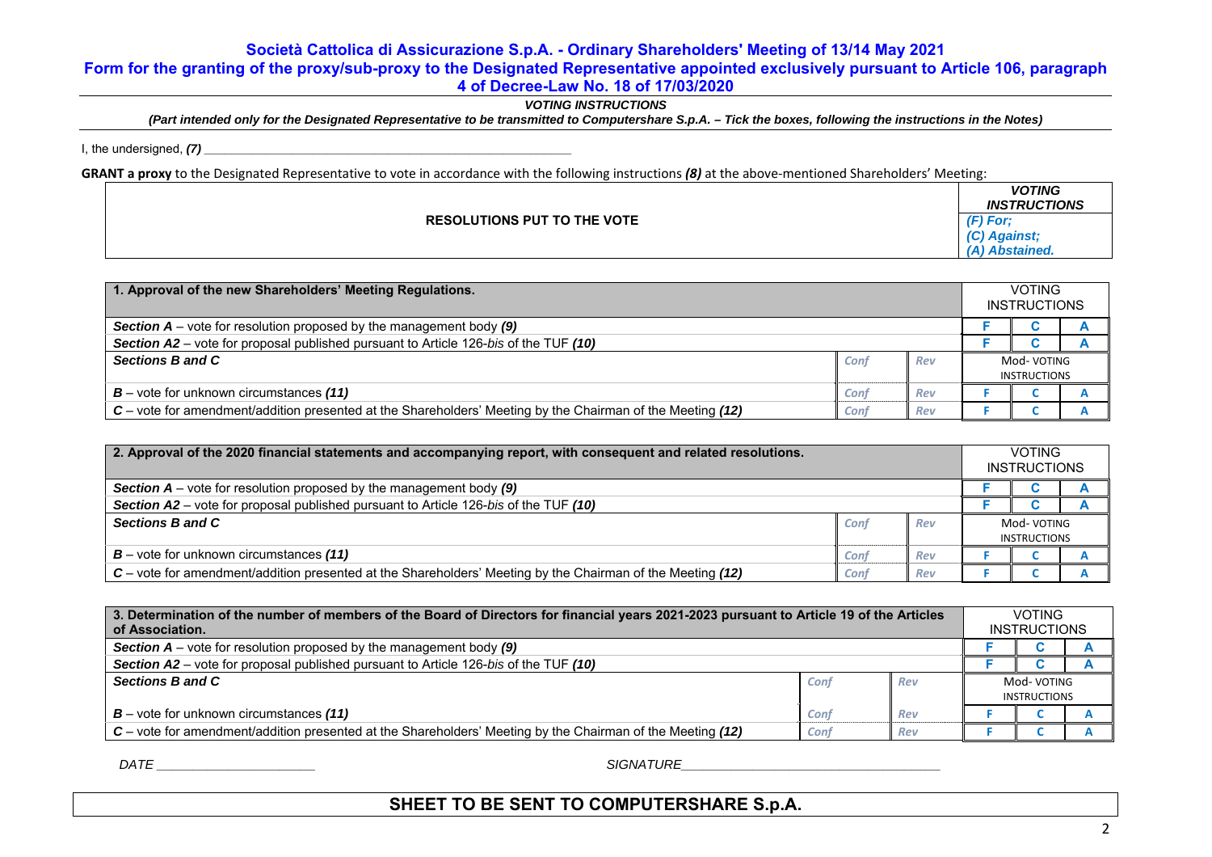## Società Cattolica di Assicurazione S.p.A. - Ordinary Shareholders' Meeting of 13/14 May 2021
## Form for the granting of the proxy/sub-proxy to the Designated Representative appointed exclusively pursuant to Article 106, paragraph 4 of Decree-Law No. 18 of 17/03/2020

***VOTING INSTRUCTIONS***

***(Part intended only for the Designated Representative to be transmitted to Computershare S.p.A. – Tick the boxes, following the instructions in the Notes)***

I, the undersigned, ***(7)*** ______________________________________________

**GRANT a proxy** to the Designated Representative to vote in accordance with the following instructions ***(8)*** at the above-mentioned Shareholders' Meeting:

| RESOLUTIONS PUT TO THE VOTE | ***VOTING INSTRUCTIONS*** ***(F) For; (C) Against; (A) Abstained.*** |
|---|---|

| **1. Approval of the new Shareholders' Meeting Regulations.** | | | VOTING INSTRUCTIONS | | |
|---|---|---|---|---|---|
| ***Section A*** – vote for resolution proposed by the management body ***(9)*** | | | F | C | A |
| ***Section A2*** – vote for proposal published pursuant to Article 126-*bis* of the TUF ***(10)*** | | | F | C | A |
| ***Sections B and C*** | *Conf* | *Rev* | Mod- VOTING INSTRUCTIONS | | |
| ***B*** – vote for unknown circumstances ***(11)*** | *Conf* | *Rev* | F | C | A |
| ***C*** – vote for amendment/addition presented at the Shareholders' Meeting by the Chairman of the Meeting ***(12)*** | *Conf* | *Rev* | F | C | A |

| **2. Approval of the 2020 financial statements and accompanying report, with consequent and related resolutions.** | | | VOTING INSTRUCTIONS | | |
|---|---|---|---|---|---|
| ***Section A*** – vote for resolution proposed by the management body ***(9)*** | | | F | C | A |
| ***Section A2*** – vote for proposal published pursuant to Article 126-*bis* of the TUF ***(10)*** | | | F | C | A |
| ***Sections B and C*** | *Conf* | *Rev* | Mod- VOTING INSTRUCTIONS | | |
| ***B*** – vote for unknown circumstances ***(11)*** | *Conf* | *Rev* | F | C | A |
| ***C*** – vote for amendment/addition presented at the Shareholders' Meeting by the Chairman of the Meeting ***(12)*** | *Conf* | *Rev* | F | C | A |

| **3. Determination of the number of members of the Board of Directors for financial years 2021-2023 pursuant to Article 19 of the Articles of Association.** | | | VOTING INSTRUCTIONS | | |
|---|---|---|---|---|---|
| ***Section A*** – vote for resolution proposed by the management body ***(9)*** | | | F | C | A |
| ***Section A2*** – vote for proposal published pursuant to Article 126-*bis* of the TUF ***(10)*** | | | F | C | A |
| ***Sections B and C*** | *Conf* | *Rev* | Mod- VOTING INSTRUCTIONS | | |
| ***B*** – vote for unknown circumstances ***(11)*** | *Conf* | *Rev* | F | C | A |
| ***C*** – vote for amendment/addition presented at the Shareholders' Meeting by the Chairman of the Meeting ***(12)*** | *Conf* | *Rev* | F | C | A |

*DATE* ____________________ *SIGNATURE* ________________________________

**SHEET TO BE SENT TO COMPUTERSHARE S.p.A.**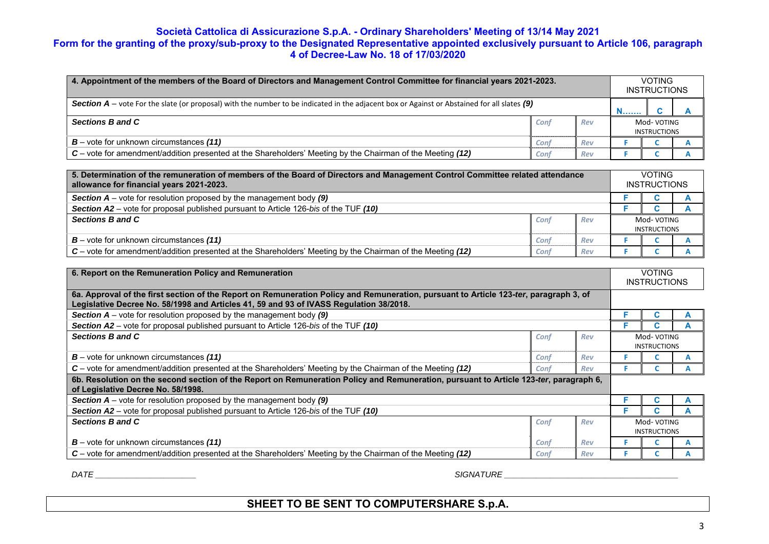**Società Cattolica di Assicurazione S.p.A. - Ordinary Shareholders' Meeting of 13/14 May 2021**
**Form for the granting of the proxy/sub-proxy to the Designated Representative appointed exclusively pursuant to Article 106, paragraph 4 of Decree-Law No. 18 of 17/03/2020**

| **4. Appointment of the members of the Board of Directors and Management Control Committee for financial years 2021-2023.** | | | VOTING INSTRUCTIONS | | |
|---|---|---|---|---|---|
| ***Section A*** – vote For the slate (or proposal) with the number to be indicated in the adjacent box or Against or Abstained for all slates ***(9)*** | | | N……. | C | A |
| ***Sections B and C*** | *Conf* | *Rev* | Mod- VOTING INSTRUCTIONS | | |
| ***B*** – vote for unknown circumstances ***(11)*** | *Conf* | *Rev* | F | C | A |
| ***C*** – vote for amendment/addition presented at the Shareholders' Meeting by the Chairman of the Meeting ***(12)*** | *Conf* | *Rev* | F | C | A |

| **5. Determination of the remuneration of members of the Board of Directors and Management Control Committee related attendance allowance for financial years 2021-2023.** | | | VOTING INSTRUCTIONS | | |
|---|---|---|---|---|---|
| ***Section A*** – vote for resolution proposed by the management body ***(9)*** | | | F | C | A |
| ***Section A2*** – vote for proposal published pursuant to Article 126-*bis* of the TUF ***(10)*** | | | F | C | A |
| ***Sections B and C*** | *Conf* | *Rev* | Mod- VOTING INSTRUCTIONS | | |
| ***B*** – vote for unknown circumstances ***(11)*** | *Conf* | *Rev* | F | C | A |
| ***C*** – vote for amendment/addition presented at the Shareholders' Meeting by the Chairman of the Meeting ***(12)*** | *Conf* | *Rev* | F | C | A |

| **6. Report on the Remuneration Policy and Remuneration** | | | VOTING INSTRUCTIONS | | |
|---|---|---|---|---|---|
| **6a. Approval of the first section of the Report on Remuneration Policy and Remuneration, pursuant to Article 123-*ter*, paragraph 3, of Legislative Decree No. 58/1998 and Articles 41, 59 and 93 of IVASS Regulation 38/2018.** | | | | | |
| ***Section A*** – vote for resolution proposed by the management body ***(9)*** | | | F | C | A |
| ***Section A2*** – vote for proposal published pursuant to Article 126-*bis* of the TUF ***(10)*** | | | F | C | A |
| ***Sections B and C*** | *Conf* | *Rev* | Mod- VOTING INSTRUCTIONS | | |
| ***B*** – vote for unknown circumstances ***(11)*** | *Conf* | *Rev* | F | C | A |
| ***C*** – vote for amendment/addition presented at the Shareholders' Meeting by the Chairman of the Meeting ***(12)*** | *Conf* | *Rev* | F | C | A |
| **6b. Resolution on the second section of the Report on Remuneration Policy and Remuneration, pursuant to Article 123-*ter*, paragraph 6, of Legislative Decree No. 58/1998.** | | | | | |
| ***Section A*** – vote for resolution proposed by the management body ***(9)*** | | | F | C | A |
| ***Section A2*** – vote for proposal published pursuant to Article 126-*bis* of the TUF ***(10)*** | | | F | C | A |
| ***Sections B and C*** | *Conf* | *Rev* | Mod- VOTING INSTRUCTIONS | | |
| ***B*** – vote for unknown circumstances ***(11)*** | *Conf* | *Rev* | F | C | A |
| ***C*** – vote for amendment/addition presented at the Shareholders' Meeting by the Chairman of the Meeting ***(12)*** | *Conf* | *Rev* | F | C | A |

*DATE* ______________________ *SIGNATURE* ________________________________________

**SHEET TO BE SENT TO COMPUTERSHARE S.p.A.**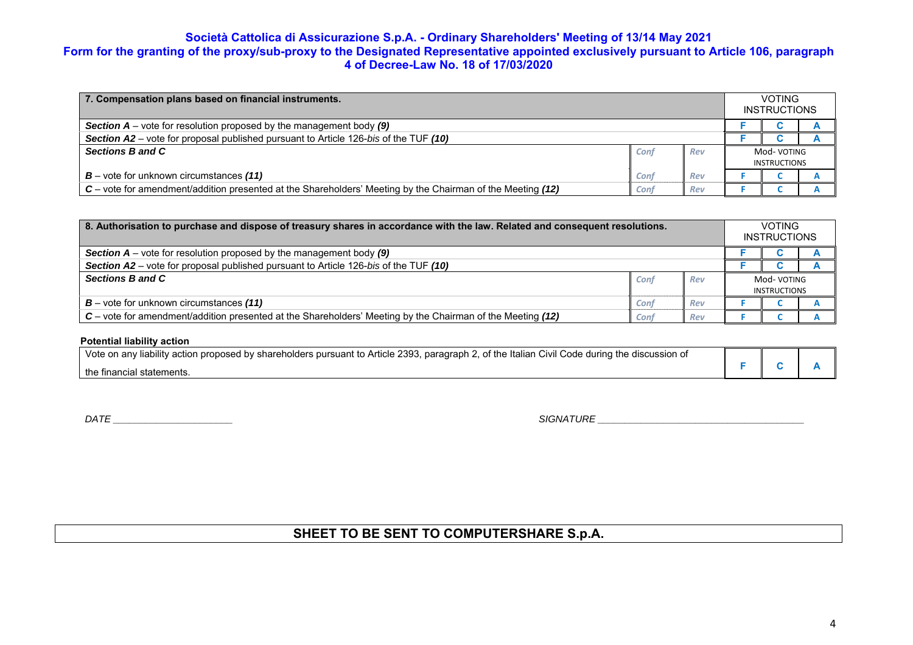**Società Cattolica di Assicurazione S.p.A. - Ordinary Shareholders' Meeting of 13/14 May 2021**
**Form for the granting of the proxy/sub-proxy to the Designated Representative appointed exclusively pursuant to Article 106, paragraph 4 of Decree-Law No. 18 of 17/03/2020**

| **7. Compensation plans based on financial instruments.** | | | VOTING INSTRUCTIONS | | |
|---|---|---|---|---|---|
| ***Section A*** – vote for resolution proposed by the management body ***(9)*** | | | F | C | A |
| ***Section A2*** – vote for proposal published pursuant to Article 126-*bis* of the TUF ***(10)*** | | | F | C | A |
| ***Sections B and C*** | Conf | Rev | Mod- VOTING INSTRUCTIONS | | |
| ***B*** – vote for unknown circumstances ***(11)*** | Conf | Rev | F | C | A |
| ***C*** – vote for amendment/addition presented at the Shareholders' Meeting by the Chairman of the Meeting ***(12)*** | Conf | Rev | F | C | A |

| **8. Authorisation to purchase and dispose of treasury shares in accordance with the law. Related and consequent resolutions.** | | | VOTING INSTRUCTIONS | | |
|---|---|---|---|---|---|
| ***Section A*** – vote for resolution proposed by the management body ***(9)*** | | | F | C | A |
| ***Section A2*** – vote for proposal published pursuant to Article 126-*bis* of the TUF ***(10)*** | | | F | C | A |
| ***Sections B and C*** | Conf | Rev | Mod- VOTING INSTRUCTIONS | | |
| ***B*** – vote for unknown circumstances ***(11)*** | Conf | Rev | F | C | A |
| ***C*** – vote for amendment/addition presented at the Shareholders' Meeting by the Chairman of the Meeting ***(12)*** | Conf | Rev | F | C | A |

**Potential liability action**

| Vote on any liability action proposed by shareholders pursuant to Article 2393, paragraph 2, of the Italian Civil Code during the discussion of the financial statements. | F | C | A |
|---|---|---|---|

*DATE* ______________________ *SIGNATURE* ______________________________________

**SHEET TO BE SENT TO COMPUTERSHARE S.p.A.**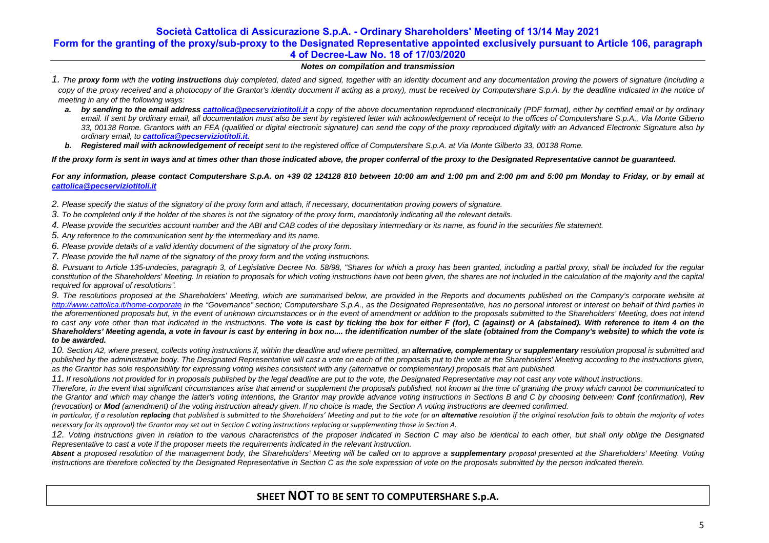# Società Cattolica di Assicurazione S.p.A. - Ordinary Shareholders' Meeting of 13/14 May 2021

## Form for the granting of the proxy/sub-proxy to the Designated Representative appointed exclusively pursuant to Article 106, paragraph 4 of Decree-Law No. 18 of 17/03/2020

***Notes on compilation and transmission***

*1. The **proxy form** with the **voting instructions** duly completed, dated and signed, together with an identity document and any documentation proving the powers of signature (including a copy of the proxy received and a photocopy of the Grantor's identity document if acting as a proxy), must be received by Computershare S.p.A. by the deadline indicated in the notice of meeting in any of the following ways:*

*a. **by sending to the email address cattolica@pecserviziotitoli.it** a copy of the above documentation reproduced electronically (PDF format), either by certified email or by ordinary email. If sent by ordinary email, all documentation must also be sent by registered letter with acknowledgement of receipt to the offices of Computershare S.p.A., Via Monte Giberto 33, 00138 Rome. Grantors with an FEA (qualified or digital electronic signature) can send the copy of the proxy reproduced digitally with an Advanced Electronic Signature also by ordinary email, to **cattolica@pecserviziotitoli.it.***

*b. **Registered mail with acknowledgement of receipt** sent to the registered office of Computershare S.p.A. at Via Monte Gilberto 33, 00138 Rome.*

***If the proxy form is sent in ways and at times other than those indicated above, the proper conferral of the proxy to the Designated Representative cannot be guaranteed.***

***For any information, please contact Computershare S.p.A. on +39 02 124128 810 between 10:00 am and 1:00 pm and 2:00 pm and 5:00 pm Monday to Friday, or by email at cattolica@pecserviziotitoli.it***

*2. Please specify the status of the signatory of the proxy form and attach, if necessary, documentation proving powers of signature.*

*3. To be completed only if the holder of the shares is not the signatory of the proxy form, mandatorily indicating all the relevant details.*

*4. Please provide the securities account number and the ABI and CAB codes of the depositary intermediary or its name, as found in the securities file statement.*

*5. Any reference to the communication sent by the intermediary and its name.*

*6. Please provide details of a valid identity document of the signatory of the proxy form.*

*7. Please provide the full name of the signatory of the proxy form and the voting instructions.*

*8. Pursuant to Article 135-undecies, paragraph 3, of Legislative Decree No. 58/98, "Shares for which a proxy has been granted, including a partial proxy, shall be included for the regular constitution of the Shareholders' Meeting. In relation to proposals for which voting instructions have not been given, the shares are not included in the calculation of the majority and the capital required for approval of resolutions".*

*9. The resolutions proposed at the Shareholders' Meeting, which are summarised below, are provided in the Reports and documents published on the Company's corporate website at http://www.cattolica.it/home-corporate in the "Governance" section; Computershare S.p.A., as the Designated Representative, has no personal interest or interest on behalf of third parties in the aforementioned proposals but, in the event of unknown circumstances or in the event of amendment or addition to the proposals submitted to the Shareholders' Meeting, does not intend to cast any vote other than that indicated in the instructions. **The vote is cast by ticking the box for either F (for), C (against) or A (abstained). With reference to item 4 on the Shareholders' Meeting agenda, a vote in favour is cast by entering in box no.... the identification number of the slate (obtained from the Company's website) to which the vote is to be awarded.***

*10. Section A2, where present, collects voting instructions if, within the deadline and where permitted, an **alternative, complementary** or **supplementary** resolution proposal is submitted and published by the administrative body. The Designated Representative will cast a vote on each of the proposals put to the vote at the Shareholders' Meeting according to the instructions given, as the Grantor has sole responsibility for expressing voting wishes consistent with any (alternative or complementary) proposals that are published.*

*11. If resolutions not provided for in proposals published by the legal deadline are put to the vote, the Designated Representative may not cast any vote without instructions.*

*Therefore, in the event that significant circumstances arise that amend or supplement the proposals published, not known at the time of granting the proxy which cannot be communicated to the Grantor and which may change the latter's voting intentions, the Grantor may provide advance voting instructions in Sections B and C by choosing between: **Conf** (confirmation), **Rev** (revocation) or **Mod** (amendment) of the voting instruction already given. If no choice is made, the Section A voting instructions are deemed confirmed.*

*In particular, if a resolution **replacing** that published is submitted to the Shareholders' Meeting and put to the vote (or an **alternative** resolution if the original resolution fails to obtain the majority of votes necessary for its approval) the Grantor may set out in Section C voting instructions replacing or supplementing those in Section A.*

*12. Voting instructions given in relation to the various characteristics of the proposer indicated in Section C may also be identical to each other, but shall only oblige the Designated Representative to cast a vote if the proposer meets the requirements indicated in the relevant instruction.*

***Absent** a proposed resolution of the management body, the Shareholders' Meeting will be called on to approve a **supplementary** proposal presented at the Shareholders' Meeting. Voting instructions are therefore collected by the Designated Representative in Section C as the sole expression of vote on the proposals submitted by the person indicated therein.*

**SHEET NOT TO BE SENT TO COMPUTERSHARE S.p.A.**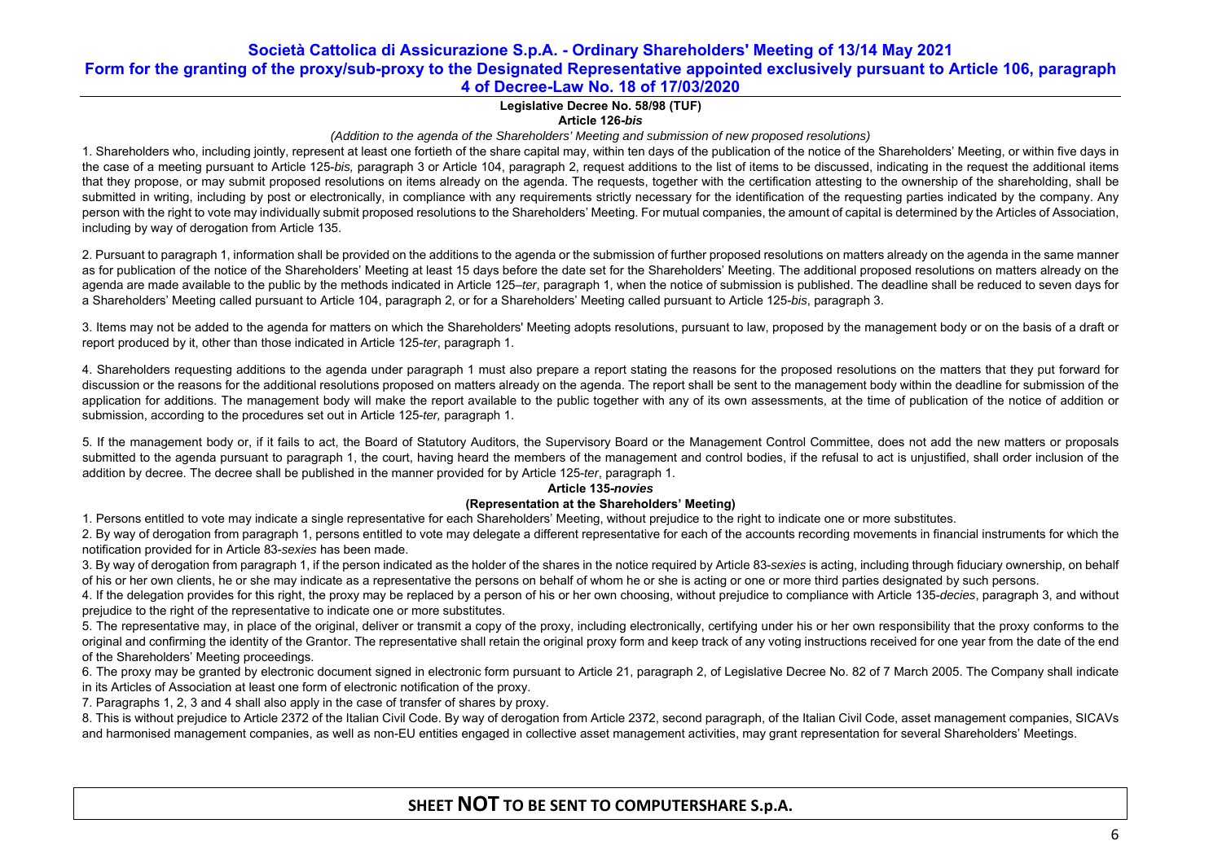# Società Cattolica di Assicurazione S.p.A. - Ordinary Shareholders' Meeting of 13/14 May 2021

## Form for the granting of the proxy/sub-proxy to the Designated Representative appointed exclusively pursuant to Article 106, paragraph 4 of Decree-Law No. 18 of 17/03/2020

**Legislative Decree No. 58/98 (TUF)**

**Article 126-*bis***

*(Addition to the agenda of the Shareholders' Meeting and submission of new proposed resolutions)*

1. Shareholders who, including jointly, represent at least one fortieth of the share capital may, within ten days of the publication of the notice of the Shareholders' Meeting, or within five days in the case of a meeting pursuant to Article 125-*bis,* paragraph 3 or Article 104, paragraph 2, request additions to the list of items to be discussed, indicating in the request the additional items that they propose, or may submit proposed resolutions on items already on the agenda. The requests, together with the certification attesting to the ownership of the shareholding, shall be submitted in writing, including by post or electronically, in compliance with any requirements strictly necessary for the identification of the requesting parties indicated by the company. Any person with the right to vote may individually submit proposed resolutions to the Shareholders' Meeting. For mutual companies, the amount of capital is determined by the Articles of Association, including by way of derogation from Article 135.

2. Pursuant to paragraph 1, information shall be provided on the additions to the agenda or the submission of further proposed resolutions on matters already on the agenda in the same manner as for publication of the notice of the Shareholders' Meeting at least 15 days before the date set for the Shareholders' Meeting. The additional proposed resolutions on matters already on the agenda are made available to the public by the methods indicated in Article 125–*ter*, paragraph 1, when the notice of submission is published. The deadline shall be reduced to seven days for a Shareholders' Meeting called pursuant to Article 104, paragraph 2, or for a Shareholders' Meeting called pursuant to Article 125-*bis*, paragraph 3.

3. Items may not be added to the agenda for matters on which the Shareholders' Meeting adopts resolutions, pursuant to law, proposed by the management body or on the basis of a draft or report produced by it, other than those indicated in Article 125-*ter*, paragraph 1.

4. Shareholders requesting additions to the agenda under paragraph 1 must also prepare a report stating the reasons for the proposed resolutions on the matters that they put forward for discussion or the reasons for the additional resolutions proposed on matters already on the agenda. The report shall be sent to the management body within the deadline for submission of the application for additions. The management body will make the report available to the public together with any of its own assessments, at the time of publication of the notice of addition or submission, according to the procedures set out in Article 125-*ter,* paragraph 1.

5. If the management body or, if it fails to act, the Board of Statutory Auditors, the Supervisory Board or the Management Control Committee, does not add the new matters or proposals submitted to the agenda pursuant to paragraph 1, the court, having heard the members of the management and control bodies, if the refusal to act is unjustified, shall order inclusion of the addition by decree. The decree shall be published in the manner provided for by Article 125-*ter*, paragraph 1.

**Article 135-*novies***

**(Representation at the Shareholders' Meeting)**

1. Persons entitled to vote may indicate a single representative for each Shareholders' Meeting, without prejudice to the right to indicate one or more substitutes.

2. By way of derogation from paragraph 1, persons entitled to vote may delegate a different representative for each of the accounts recording movements in financial instruments for which the notification provided for in Article 83-*sexies* has been made.

3. By way of derogation from paragraph 1, if the person indicated as the holder of the shares in the notice required by Article 83-*sexies* is acting, including through fiduciary ownership, on behalf of his or her own clients, he or she may indicate as a representative the persons on behalf of whom he or she is acting or one or more third parties designated by such persons.

4. If the delegation provides for this right, the proxy may be replaced by a person of his or her own choosing, without prejudice to compliance with Article 135-*decies*, paragraph 3, and without prejudice to the right of the representative to indicate one or more substitutes.

5. The representative may, in place of the original, deliver or transmit a copy of the proxy, including electronically, certifying under his or her own responsibility that the proxy conforms to the original and confirming the identity of the Grantor. The representative shall retain the original proxy form and keep track of any voting instructions received for one year from the date of the end of the Shareholders' Meeting proceedings.

6. The proxy may be granted by electronic document signed in electronic form pursuant to Article 21, paragraph 2, of Legislative Decree No. 82 of 7 March 2005. The Company shall indicate in its Articles of Association at least one form of electronic notification of the proxy.

7. Paragraphs 1, 2, 3 and 4 shall also apply in the case of transfer of shares by proxy.

8. This is without prejudice to Article 2372 of the Italian Civil Code. By way of derogation from Article 2372, second paragraph, of the Italian Civil Code, asset management companies, SICAVs and harmonised management companies, as well as non-EU entities engaged in collective asset management activities, may grant representation for several Shareholders' Meetings.

**SHEET NOT TO BE SENT TO COMPUTERSHARE S.p.A.**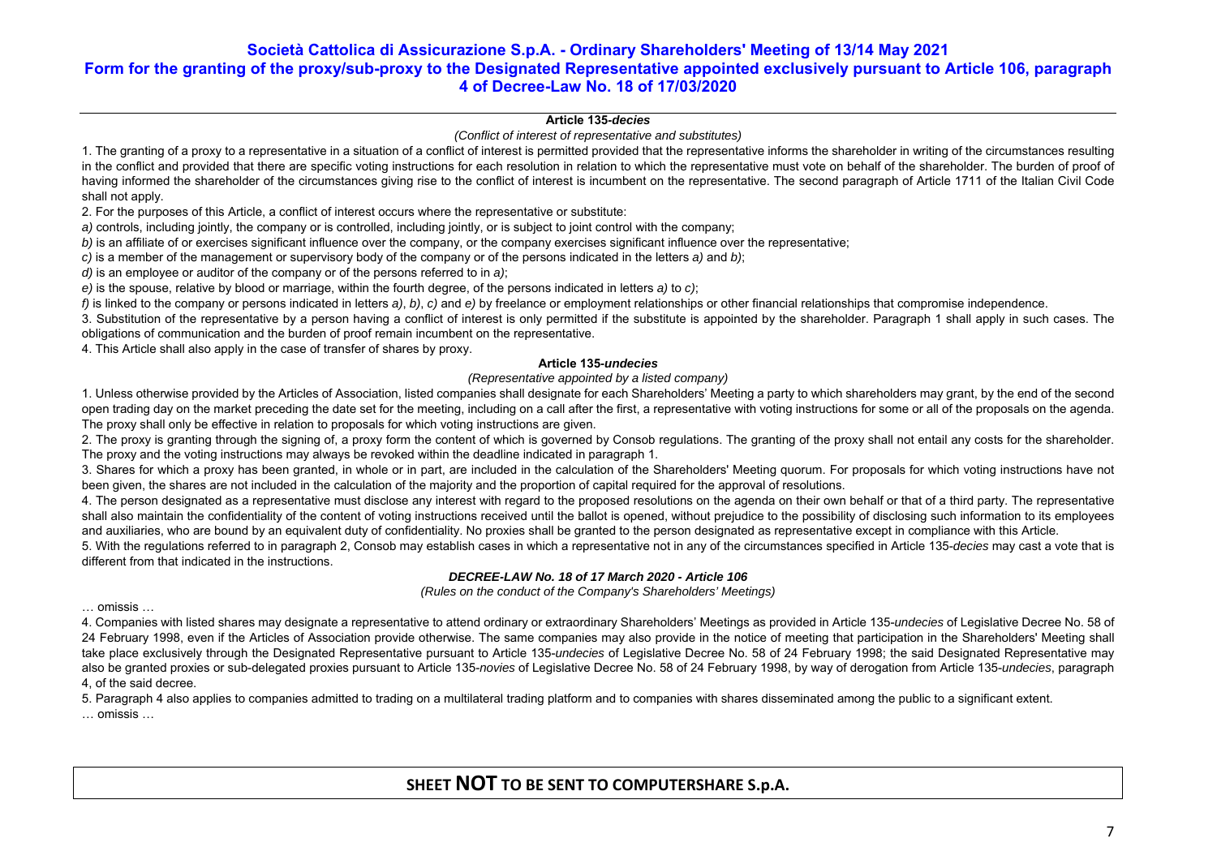**Società Cattolica di Assicurazione S.p.A. - Ordinary Shareholders' Meeting of 13/14 May 2021**
**Form for the granting of the proxy/sub-proxy to the Designated Representative appointed exclusively pursuant to Article 106, paragraph 4 of Decree-Law No. 18 of 17/03/2020**

---

**Article 135-*decies***

*(Conflict of interest of representative and substitutes)*

1. The granting of a proxy to a representative in a situation of a conflict of interest is permitted provided that the representative informs the shareholder in writing of the circumstances resulting in the conflict and provided that there are specific voting instructions for each resolution in relation to which the representative must vote on behalf of the shareholder. The burden of proof of having informed the shareholder of the circumstances giving rise to the conflict of interest is incumbent on the representative. The second paragraph of Article 1711 of the Italian Civil Code shall not apply.

2. For the purposes of this Article, a conflict of interest occurs where the representative or substitute:

*a)* controls, including jointly, the company or is controlled, including jointly, or is subject to joint control with the company;

*b)* is an affiliate of or exercises significant influence over the company, or the company exercises significant influence over the representative;

*c)* is a member of the management or supervisory body of the company or of the persons indicated in the letters *a)* and *b)*;

*d)* is an employee or auditor of the company or of the persons referred to in *a)*;

*e)* is the spouse, relative by blood or marriage, within the fourth degree, of the persons indicated in letters *a)* to *c)*;

*f)* is linked to the company or persons indicated in letters *a)*, *b)*, *c)* and *e)* by freelance or employment relationships or other financial relationships that compromise independence.

3. Substitution of the representative by a person having a conflict of interest is only permitted if the substitute is appointed by the shareholder. Paragraph 1 shall apply in such cases. The obligations of communication and the burden of proof remain incumbent on the representative.

4. This Article shall also apply in the case of transfer of shares by proxy.

**Article 135-*undecies***

*(Representative appointed by a listed company)*

1. Unless otherwise provided by the Articles of Association, listed companies shall designate for each Shareholders' Meeting a party to which shareholders may grant, by the end of the second open trading day on the market preceding the date set for the meeting, including on a call after the first, a representative with voting instructions for some or all of the proposals on the agenda. The proxy shall only be effective in relation to proposals for which voting instructions are given.

2. The proxy is granting through the signing of, a proxy form the content of which is governed by Consob regulations. The granting of the proxy shall not entail any costs for the shareholder. The proxy and the voting instructions may always be revoked within the deadline indicated in paragraph 1.

3. Shares for which a proxy has been granted, in whole or in part, are included in the calculation of the Shareholders' Meeting quorum. For proposals for which voting instructions have not been given, the shares are not included in the calculation of the majority and the proportion of capital required for the approval of resolutions.

4. The person designated as a representative must disclose any interest with regard to the proposed resolutions on the agenda on their own behalf or that of a third party. The representative shall also maintain the confidentiality of the content of voting instructions received until the ballot is opened, without prejudice to the possibility of disclosing such information to its employees and auxiliaries, who are bound by an equivalent duty of confidentiality. No proxies shall be granted to the person designated as representative except in compliance with this Article.

5. With the regulations referred to in paragraph 2, Consob may establish cases in which a representative not in any of the circumstances specified in Article 135-*decies* may cast a vote that is different from that indicated in the instructions.

***DECREE-LAW No. 18 of 17 March 2020 - Article 106***

*(Rules on the conduct of the Company's Shareholders' Meetings)*

… omissis …

4. Companies with listed shares may designate a representative to attend ordinary or extraordinary Shareholders' Meetings as provided in Article 135-*undecies* of Legislative Decree No. 58 of 24 February 1998, even if the Articles of Association provide otherwise. The same companies may also provide in the notice of meeting that participation in the Shareholders' Meeting shall take place exclusively through the Designated Representative pursuant to Article 135-*undecies* of Legislative Decree No. 58 of 24 February 1998; the said Designated Representative may also be granted proxies or sub-delegated proxies pursuant to Article 135-*novies* of Legislative Decree No. 58 of 24 February 1998, by way of derogation from Article 135-*undecies*, paragraph 4, of the said decree.

5. Paragraph 4 also applies to companies admitted to trading on a multilateral trading platform and to companies with shares disseminated among the public to a significant extent.

… omissis …

**SHEET NOT TO BE SENT TO COMPUTERSHARE S.p.A.**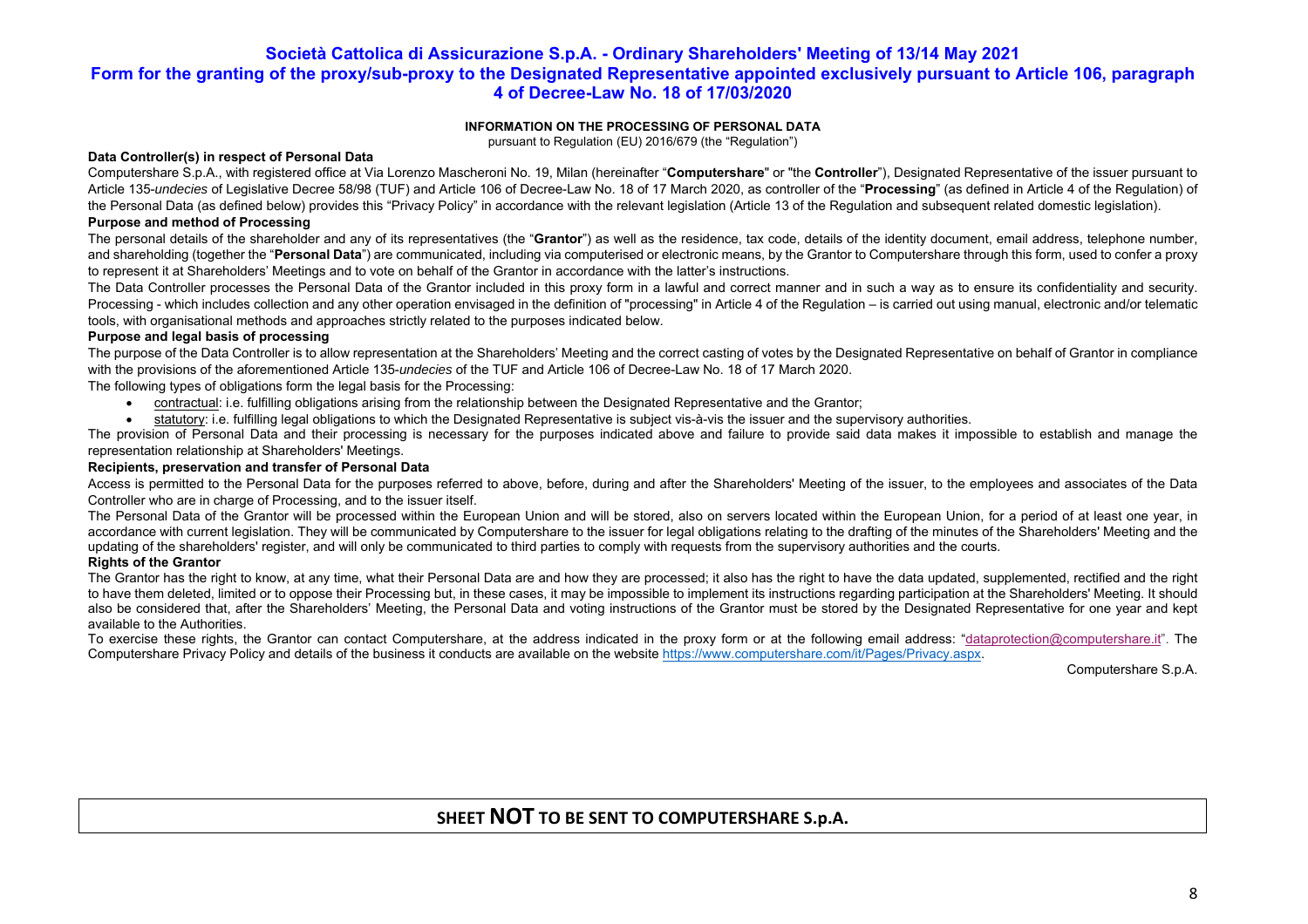# Società Cattolica di Assicurazione S.p.A. - Ordinary Shareholders' Meeting of 13/14 May 2021

# Form for the granting of the proxy/sub-proxy to the Designated Representative appointed exclusively pursuant to Article 106, paragraph 4 of Decree-Law No. 18 of 17/03/2020

**INFORMATION ON THE PROCESSING OF PERSONAL DATA**

pursuant to Regulation (EU) 2016/679 (the "Regulation")

**Data Controller(s) in respect of Personal Data**

Computershare S.p.A., with registered office at Via Lorenzo Mascheroni No. 19, Milan (hereinafter "**Computershare**" or "the **Controller**"), Designated Representative of the issuer pursuant to Article 135-*undecies* of Legislative Decree 58/98 (TUF) and Article 106 of Decree-Law No. 18 of 17 March 2020, as controller of the "**Processing**" (as defined in Article 4 of the Regulation) of the Personal Data (as defined below) provides this "Privacy Policy" in accordance with the relevant legislation (Article 13 of the Regulation and subsequent related domestic legislation).

**Purpose and method of Processing**

The personal details of the shareholder and any of its representatives (the "**Grantor**") as well as the residence, tax code, details of the identity document, email address, telephone number, and shareholding (together the "**Personal Data**") are communicated, including via computerised or electronic means, by the Grantor to Computershare through this form, used to confer a proxy to represent it at Shareholders' Meetings and to vote on behalf of the Grantor in accordance with the latter's instructions.

The Data Controller processes the Personal Data of the Grantor included in this proxy form in a lawful and correct manner and in such a way as to ensure its confidentiality and security. Processing - which includes collection and any other operation envisaged in the definition of "processing" in Article 4 of the Regulation – is carried out using manual, electronic and/or telematic tools, with organisational methods and approaches strictly related to the purposes indicated below.

**Purpose and legal basis of processing**

The purpose of the Data Controller is to allow representation at the Shareholders' Meeting and the correct casting of votes by the Designated Representative on behalf of Grantor in compliance with the provisions of the aforementioned Article 135-*undecies* of the TUF and Article 106 of Decree-Law No. 18 of 17 March 2020.

The following types of obligations form the legal basis for the Processing:

- contractual: i.e. fulfilling obligations arising from the relationship between the Designated Representative and the Grantor;
- statutory: i.e. fulfilling legal obligations to which the Designated Representative is subject vis-à-vis the issuer and the supervisory authorities.

The provision of Personal Data and their processing is necessary for the purposes indicated above and failure to provide said data makes it impossible to establish and manage the representation relationship at Shareholders' Meetings.

**Recipients, preservation and transfer of Personal Data**

Access is permitted to the Personal Data for the purposes referred to above, before, during and after the Shareholders' Meeting of the issuer, to the employees and associates of the Data Controller who are in charge of Processing, and to the issuer itself.

The Personal Data of the Grantor will be processed within the European Union and will be stored, also on servers located within the European Union, for a period of at least one year, in accordance with current legislation. They will be communicated by Computershare to the issuer for legal obligations relating to the drafting of the minutes of the Shareholders' Meeting and the updating of the shareholders' register, and will only be communicated to third parties to comply with requests from the supervisory authorities and the courts.

**Rights of the Grantor**

The Grantor has the right to know, at any time, what their Personal Data are and how they are processed; it also has the right to have the data updated, supplemented, rectified and the right to have them deleted, limited or to oppose their Processing but, in these cases, it may be impossible to implement its instructions regarding participation at the Shareholders' Meeting. It should also be considered that, after the Shareholders' Meeting, the Personal Data and voting instructions of the Grantor must be stored by the Designated Representative for one year and kept available to the Authorities.

To exercise these rights, the Grantor can contact Computershare, at the address indicated in the proxy form or at the following email address: "dataprotection@computershare.it". The Computershare Privacy Policy and details of the business it conducts are available on the website https://www.computershare.com/it/Pages/Privacy.aspx.

Computershare S.p.A.

**SHEET NOT TO BE SENT TO COMPUTERSHARE S.p.A.**